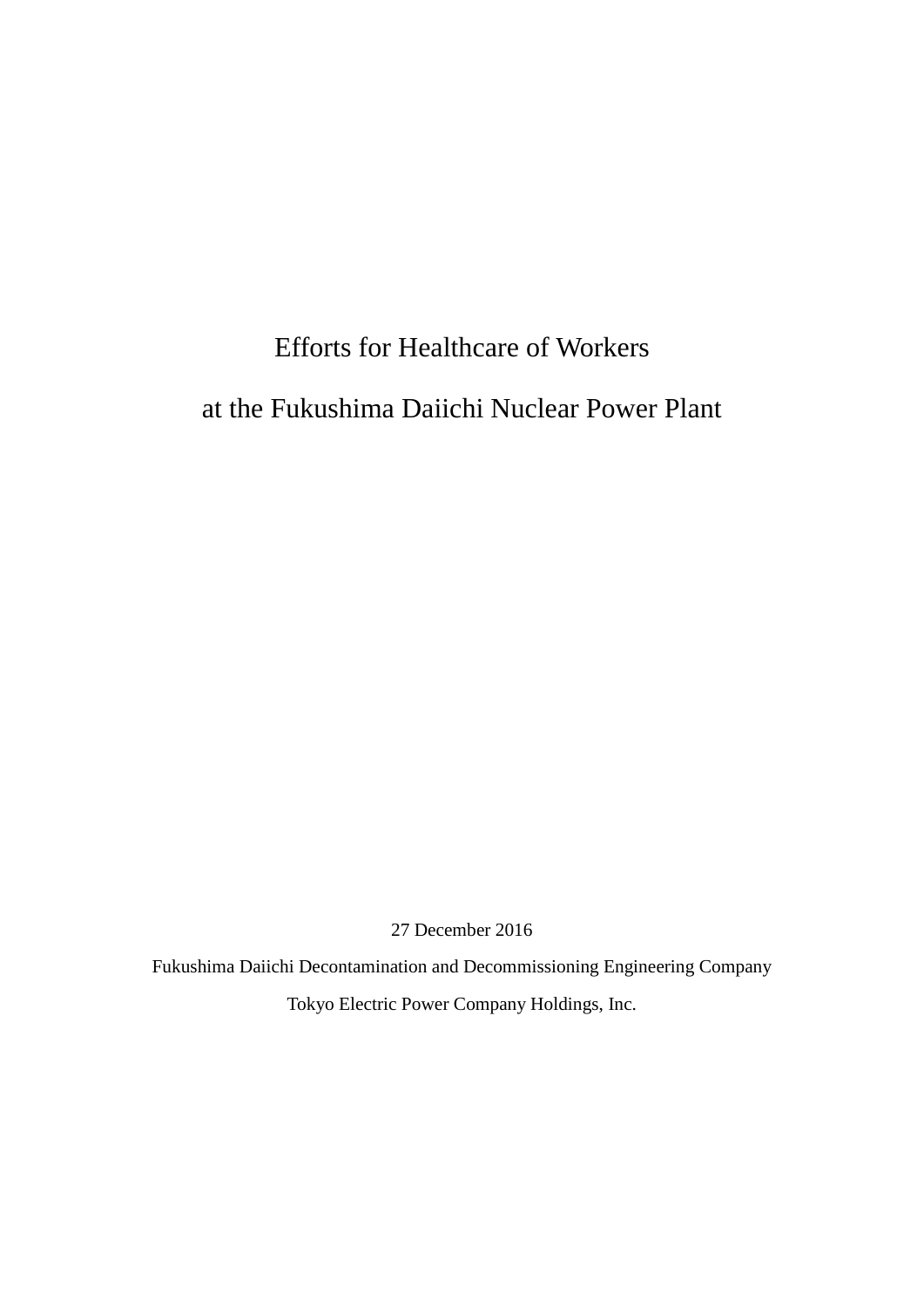# Efforts for Healthcare of Workers at the Fukushima Daiichi Nuclear Power Plant

27 December 2016

Fukushima Daiichi Decontamination and Decommissioning Engineering Company

Tokyo Electric Power Company Holdings, Inc.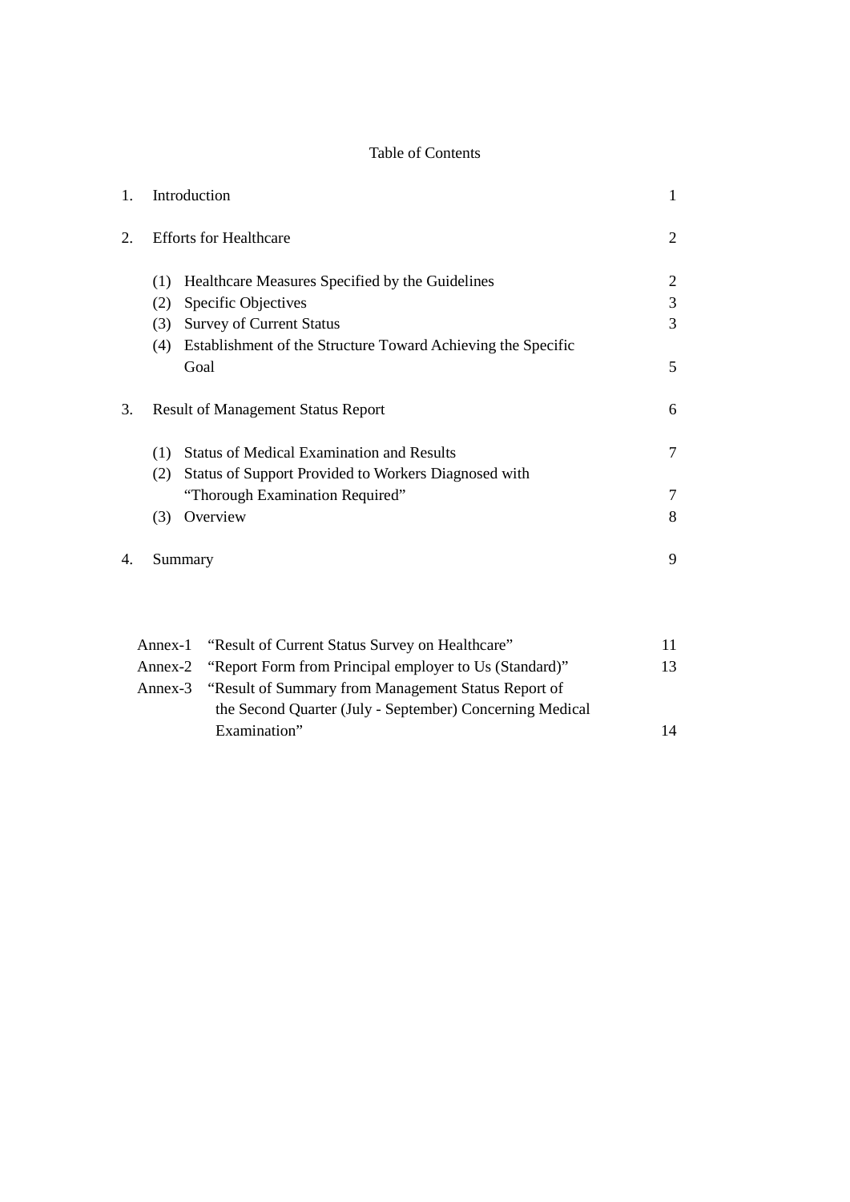# Table of Contents

1. Introduction 1

2. Efforts for Healthcare 2

   (1) Healthcare Measures Specified by the Guidelines 2
   (2) Specific Objectives 3
   (3) Survey of Current Status 3
   (4) Establishment of the Structure Toward Achieving the Specific Goal 5

3. Result of Management Status Report 6

   (1) Status of Medical Examination and Results 7
   (2) Status of Support Provided to Workers Diagnosed with "Thorough Examination Required" 7
   (3) Overview 8

4. Summary 9

Annex-1 "Result of Current Status Survey on Healthcare" 11
Annex-2 "Report Form from Principal employer to Us (Standard)" 13
Annex-3 "Result of Summary from Management Status Report of the Second Quarter (July - September) Concerning Medical Examination" 14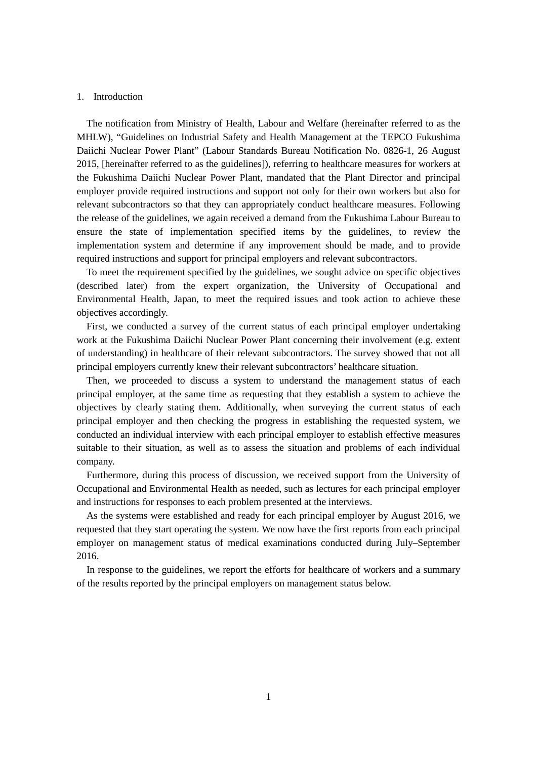## 1. Introduction

The notification from Ministry of Health, Labour and Welfare (hereinafter referred to as the MHLW), "Guidelines on Industrial Safety and Health Management at the TEPCO Fukushima Daiichi Nuclear Power Plant" (Labour Standards Bureau Notification No. 0826-1, 26 August 2015, [hereinafter referred to as the guidelines]), referring to healthcare measures for workers at the Fukushima Daiichi Nuclear Power Plant, mandated that the Plant Director and principal employer provide required instructions and support not only for their own workers but also for relevant subcontractors so that they can appropriately conduct healthcare measures. Following the release of the guidelines, we again received a demand from the Fukushima Labour Bureau to ensure the state of implementation specified items by the guidelines, to review the implementation system and determine if any improvement should be made, and to provide required instructions and support for principal employers and relevant subcontractors.

To meet the requirement specified by the guidelines, we sought advice on specific objectives (described later) from the expert organization, the University of Occupational and Environmental Health, Japan, to meet the required issues and took action to achieve these objectives accordingly.

First, we conducted a survey of the current status of each principal employer undertaking work at the Fukushima Daiichi Nuclear Power Plant concerning their involvement (e.g. extent of understanding) in healthcare of their relevant subcontractors. The survey showed that not all principal employers currently knew their relevant subcontractors' healthcare situation.

Then, we proceeded to discuss a system to understand the management status of each principal employer, at the same time as requesting that they establish a system to achieve the objectives by clearly stating them. Additionally, when surveying the current status of each principal employer and then checking the progress in establishing the requested system, we conducted an individual interview with each principal employer to establish effective measures suitable to their situation, as well as to assess the situation and problems of each individual company.

Furthermore, during this process of discussion, we received support from the University of Occupational and Environmental Health as needed, such as lectures for each principal employer and instructions for responses to each problem presented at the interviews.

As the systems were established and ready for each principal employer by August 2016, we requested that they start operating the system. We now have the first reports from each principal employer on management status of medical examinations conducted during July–September 2016.

In response to the guidelines, we report the efforts for healthcare of workers and a summary of the results reported by the principal employers on management status below.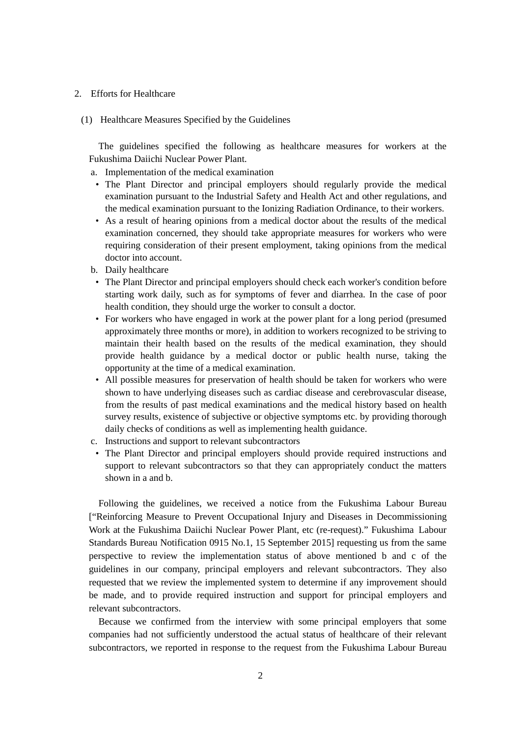## 2. Efforts for Healthcare

### (1) Healthcare Measures Specified by the Guidelines

The guidelines specified the following as healthcare measures for workers at the Fukushima Daiichi Nuclear Power Plant.

a. Implementation of the medical examination

- The Plant Director and principal employers should regularly provide the medical examination pursuant to the Industrial Safety and Health Act and other regulations, and the medical examination pursuant to the Ionizing Radiation Ordinance, to their workers.
- As a result of hearing opinions from a medical doctor about the results of the medical examination concerned, they should take appropriate measures for workers who were requiring consideration of their present employment, taking opinions from the medical doctor into account.

b. Daily healthcare

- The Plant Director and principal employers should check each worker's condition before starting work daily, such as for symptoms of fever and diarrhea. In the case of poor health condition, they should urge the worker to consult a doctor.
- For workers who have engaged in work at the power plant for a long period (presumed approximately three months or more), in addition to workers recognized to be striving to maintain their health based on the results of the medical examination, they should provide health guidance by a medical doctor or public health nurse, taking the opportunity at the time of a medical examination.
- All possible measures for preservation of health should be taken for workers who were shown to have underlying diseases such as cardiac disease and cerebrovascular disease, from the results of past medical examinations and the medical history based on health survey results, existence of subjective or objective symptoms etc. by providing thorough daily checks of conditions as well as implementing health guidance.

c. Instructions and support to relevant subcontractors

- The Plant Director and principal employers should provide required instructions and support to relevant subcontractors so that they can appropriately conduct the matters shown in a and b.

Following the guidelines, we received a notice from the Fukushima Labour Bureau ["Reinforcing Measure to Prevent Occupational Injury and Diseases in Decommissioning Work at the Fukushima Daiichi Nuclear Power Plant, etc (re-request)." Fukushima Labour Standards Bureau Notification 0915 No.1, 15 September 2015] requesting us from the same perspective to review the implementation status of above mentioned b and c of the guidelines in our company, principal employers and relevant subcontractors. They also requested that we review the implemented system to determine if any improvement should be made, and to provide required instruction and support for principal employers and relevant subcontractors.

Because we confirmed from the interview with some principal employers that some companies had not sufficiently understood the actual status of healthcare of their relevant subcontractors, we reported in response to the request from the Fukushima Labour Bureau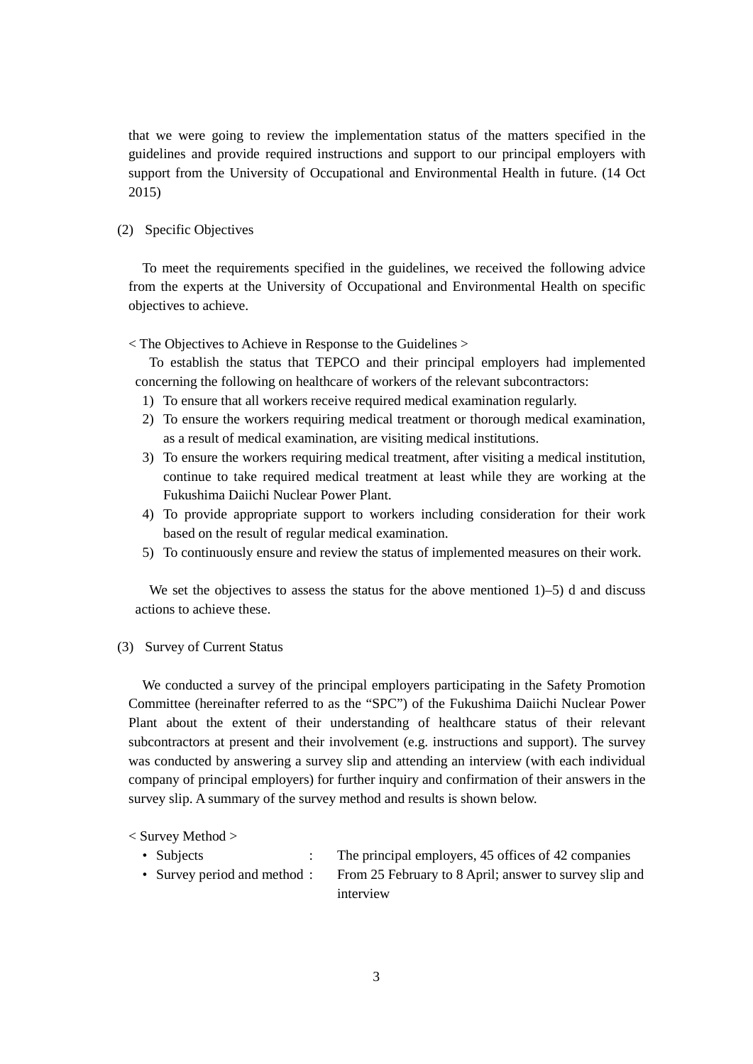that we were going to review the implementation status of the matters specified in the guidelines and provide required instructions and support to our principal employers with support from the University of Occupational and Environmental Health in future. (14 Oct 2015)

(2) Specific Objectives

To meet the requirements specified in the guidelines, we received the following advice from the experts at the University of Occupational and Environmental Health on specific objectives to achieve.

< The Objectives to Achieve in Response to the Guidelines >

To establish the status that TEPCO and their principal employers had implemented concerning the following on healthcare of workers of the relevant subcontractors:

1) To ensure that all workers receive required medical examination regularly.
2) To ensure the workers requiring medical treatment or thorough medical examination, as a result of medical examination, are visiting medical institutions.
3) To ensure the workers requiring medical treatment, after visiting a medical institution, continue to take required medical treatment at least while they are working at the Fukushima Daiichi Nuclear Power Plant.
4) To provide appropriate support to workers including consideration for their work based on the result of regular medical examination.
5) To continuously ensure and review the status of implemented measures on their work.

We set the objectives to assess the status for the above mentioned 1)–5) d and discuss actions to achieve these.

(3) Survey of Current Status

We conducted a survey of the principal employers participating in the Safety Promotion Committee (hereinafter referred to as the "SPC") of the Fukushima Daiichi Nuclear Power Plant about the extent of their understanding of healthcare status of their relevant subcontractors at present and their involvement (e.g. instructions and support). The survey was conducted by answering a survey slip and attending an interview (with each individual company of principal employers) for further inquiry and confirmation of their answers in the survey slip. A summary of the survey method and results is shown below.

< Survey Method >

- Subjects : The principal employers, 45 offices of 42 companies
- Survey period and method : From 25 February to 8 April; answer to survey slip and interview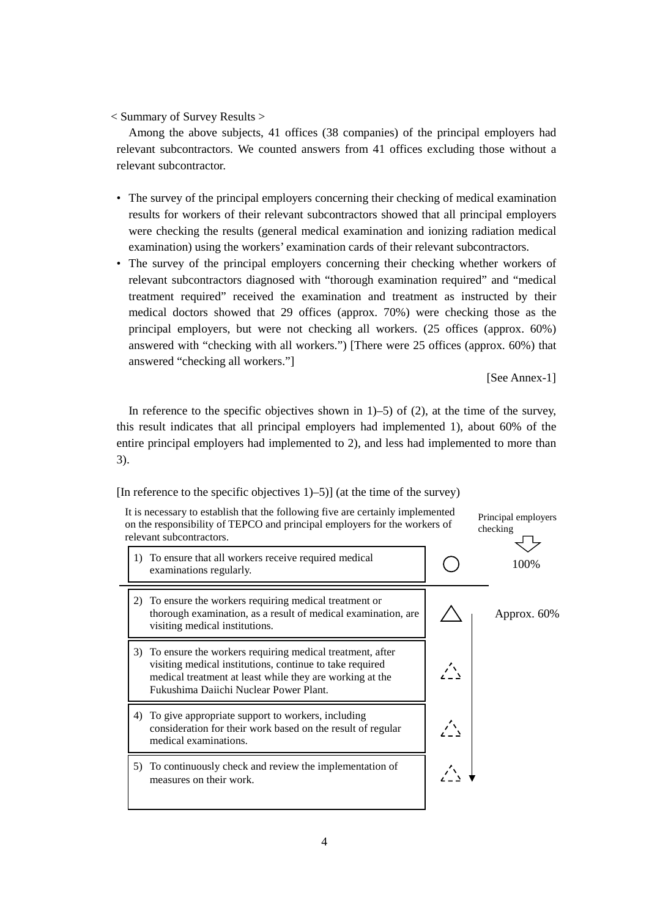< Summary of Survey Results >

Among the above subjects, 41 offices (38 companies) of the principal employers had relevant subcontractors. We counted answers from 41 offices excluding those without a relevant subcontractor.

- The survey of the principal employers concerning their checking of medical examination results for workers of their relevant subcontractors showed that all principal employers were checking the results (general medical examination and ionizing radiation medical examination) using the workers' examination cards of their relevant subcontractors.
- The survey of the principal employers concerning their checking whether workers of relevant subcontractors diagnosed with "thorough examination required" and "medical treatment required" received the examination and treatment as instructed by their medical doctors showed that 29 offices (approx. 70%) were checking those as the principal employers, but were not checking all workers. (25 offices (approx. 60%) answered with "checking with all workers.") [There were 25 offices (approx. 60%) that answered "checking all workers."]

[See Annex-1]

In reference to the specific objectives shown in 1)–5) of (2), at the time of the survey, this result indicates that all principal employers had implemented 1), about 60% of the entire principal employers had implemented to 2), and less had implemented to more than 3).

[In reference to the specific objectives 1)–5)] (at the time of the survey)

It is necessary to establish that the following five are certainly implemented on the responsibility of TEPCO and principal employers for the workers of relevant subcontractors.

| Objective | | Principal employers checking |
|---|---|---|
| 1) To ensure that all workers receive required medical examinations regularly. | ○ | 100% |
| 2) To ensure the workers requiring medical treatment or thorough examination, as a result of medical examination, are visiting medical institutions. | △ | Approx. 60% |
| 3) To ensure the workers requiring medical treatment, after visiting medical institutions, continue to take required medical treatment at least while they are working at the Fukushima Daiichi Nuclear Power Plant. | △ (dashed) | |
| 4) To give appropriate support to workers, including consideration for their work based on the result of regular medical examinations. | △ (dashed) | |
| 5) To continuously check and review the implementation of measures on their work. | △ (dashed) | |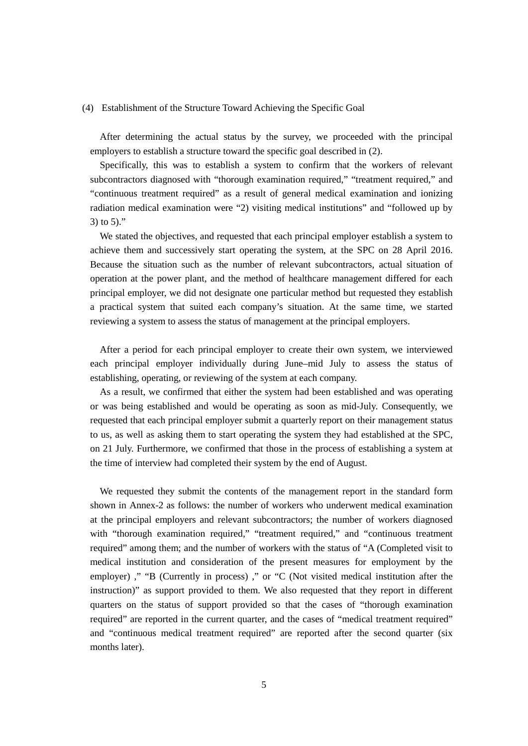### (4) Establishment of the Structure Toward Achieving the Specific Goal

After determining the actual status by the survey, we proceeded with the principal employers to establish a structure toward the specific goal described in (2).

Specifically, this was to establish a system to confirm that the workers of relevant subcontractors diagnosed with "thorough examination required," "treatment required," and "continuous treatment required" as a result of general medical examination and ionizing radiation medical examination were "2) visiting medical institutions" and "followed up by 3) to 5)."

We stated the objectives, and requested that each principal employer establish a system to achieve them and successively start operating the system, at the SPC on 28 April 2016. Because the situation such as the number of relevant subcontractors, actual situation of operation at the power plant, and the method of healthcare management differed for each principal employer, we did not designate one particular method but requested they establish a practical system that suited each company's situation. At the same time, we started reviewing a system to assess the status of management at the principal employers.

After a period for each principal employer to create their own system, we interviewed each principal employer individually during June–mid July to assess the status of establishing, operating, or reviewing of the system at each company.

As a result, we confirmed that either the system had been established and was operating or was being established and would be operating as soon as mid-July. Consequently, we requested that each principal employer submit a quarterly report on their management status to us, as well as asking them to start operating the system they had established at the SPC, on 21 July. Furthermore, we confirmed that those in the process of establishing a system at the time of interview had completed their system by the end of August.

We requested they submit the contents of the management report in the standard form shown in Annex-2 as follows: the number of workers who underwent medical examination at the principal employers and relevant subcontractors; the number of workers diagnosed with "thorough examination required," "treatment required," and "continuous treatment required" among them; and the number of workers with the status of "A (Completed visit to medical institution and consideration of the present measures for employment by the employer) ," "B (Currently in process) ," or "C (Not visited medical institution after the instruction)" as support provided to them. We also requested that they report in different quarters on the status of support provided so that the cases of "thorough examination required" are reported in the current quarter, and the cases of "medical treatment required" and "continuous medical treatment required" are reported after the second quarter (six months later).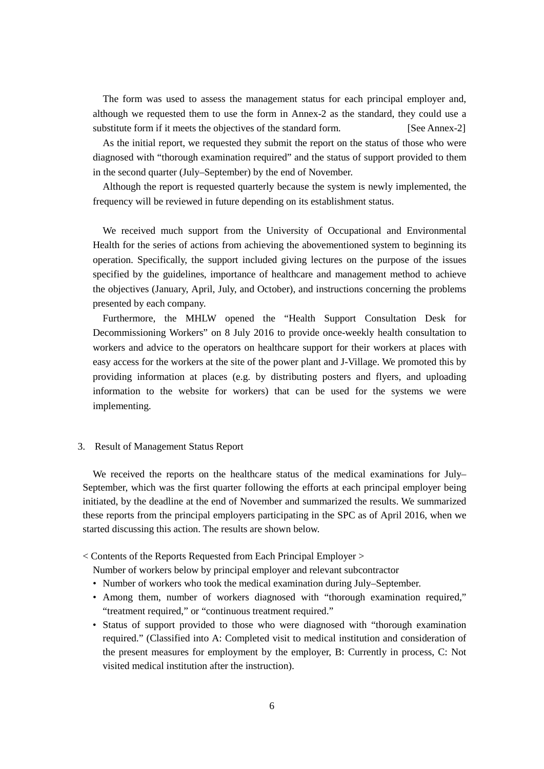The form was used to assess the management status for each principal employer and, although we requested them to use the form in Annex-2 as the standard, they could use a substitute form if it meets the objectives of the standard form. [See Annex-2]

As the initial report, we requested they submit the report on the status of those who were diagnosed with "thorough examination required" and the status of support provided to them in the second quarter (July–September) by the end of November.

Although the report is requested quarterly because the system is newly implemented, the frequency will be reviewed in future depending on its establishment status.

We received much support from the University of Occupational and Environmental Health for the series of actions from achieving the abovementioned system to beginning its operation. Specifically, the support included giving lectures on the purpose of the issues specified by the guidelines, importance of healthcare and management method to achieve the objectives (January, April, July, and October), and instructions concerning the problems presented by each company.

Furthermore, the MHLW opened the "Health Support Consultation Desk for Decommissioning Workers" on 8 July 2016 to provide once-weekly health consultation to workers and advice to the operators on healthcare support for their workers at places with easy access for the workers at the site of the power plant and J-Village. We promoted this by providing information at places (e.g. by distributing posters and flyers, and uploading information to the website for workers) that can be used for the systems we were implementing.

## 3. Result of Management Status Report

We received the reports on the healthcare status of the medical examinations for July–September, which was the first quarter following the efforts at each principal employer being initiated, by the deadline at the end of November and summarized the results. We summarized these reports from the principal employers participating in the SPC as of April 2016, when we started discussing this action. The results are shown below.

< Contents of the Reports Requested from Each Principal Employer >

Number of workers below by principal employer and relevant subcontractor

- Number of workers who took the medical examination during July–September.
- Among them, number of workers diagnosed with "thorough examination required," "treatment required," or "continuous treatment required."
- Status of support provided to those who were diagnosed with "thorough examination required." (Classified into A: Completed visit to medical institution and consideration of the present measures for employment by the employer, B: Currently in process, C: Not visited medical institution after the instruction).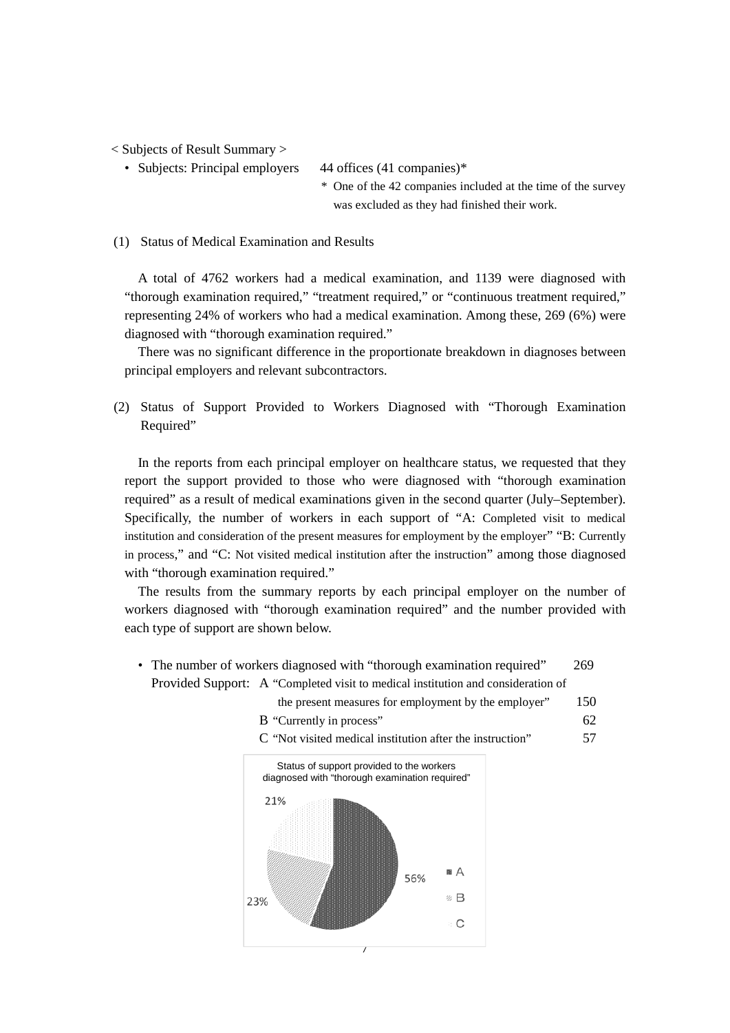< Subjects of Result Summary >

- Subjects: Principal employers    44 offices (41 companies)*

  \* One of the 42 companies included at the time of the survey was excluded as they had finished their work.

(1) Status of Medical Examination and Results

A total of 4762 workers had a medical examination, and 1139 were diagnosed with "thorough examination required," "treatment required," or "continuous treatment required," representing 24% of workers who had a medical examination. Among these, 269 (6%) were diagnosed with "thorough examination required."

There was no significant difference in the proportionate breakdown in diagnoses between principal employers and relevant subcontractors.

(2) Status of Support Provided to Workers Diagnosed with "Thorough Examination Required"

In the reports from each principal employer on healthcare status, we requested that they report the support provided to those who were diagnosed with "thorough examination required" as a result of medical examinations given in the second quarter (July–September). Specifically, the number of workers in each support of "A: Completed visit to medical institution and consideration of the present measures for employment by the employer" "B: Currently in process," and "C: Not visited medical institution after the instruction" among those diagnosed with "thorough examination required."

The results from the summary reports by each principal employer on the number of workers diagnosed with "thorough examination required" and the number provided with each type of support are shown below.

- The number of workers diagnosed with "thorough examination required"    269

  Provided Support:

| | | |
|---|---|---|
| A | "Completed visit to medical institution and consideration of the present measures for employment by the employer" | 150 |
| B | "Currently in process" | 62 |
| C | "Not visited medical institution after the instruction" | 57 |

Status of support provided to the workers diagnosed with "thorough examination required"

| Support | Share |
|---|---|
| A | 56% |
| B | 23% |
| C | 21% |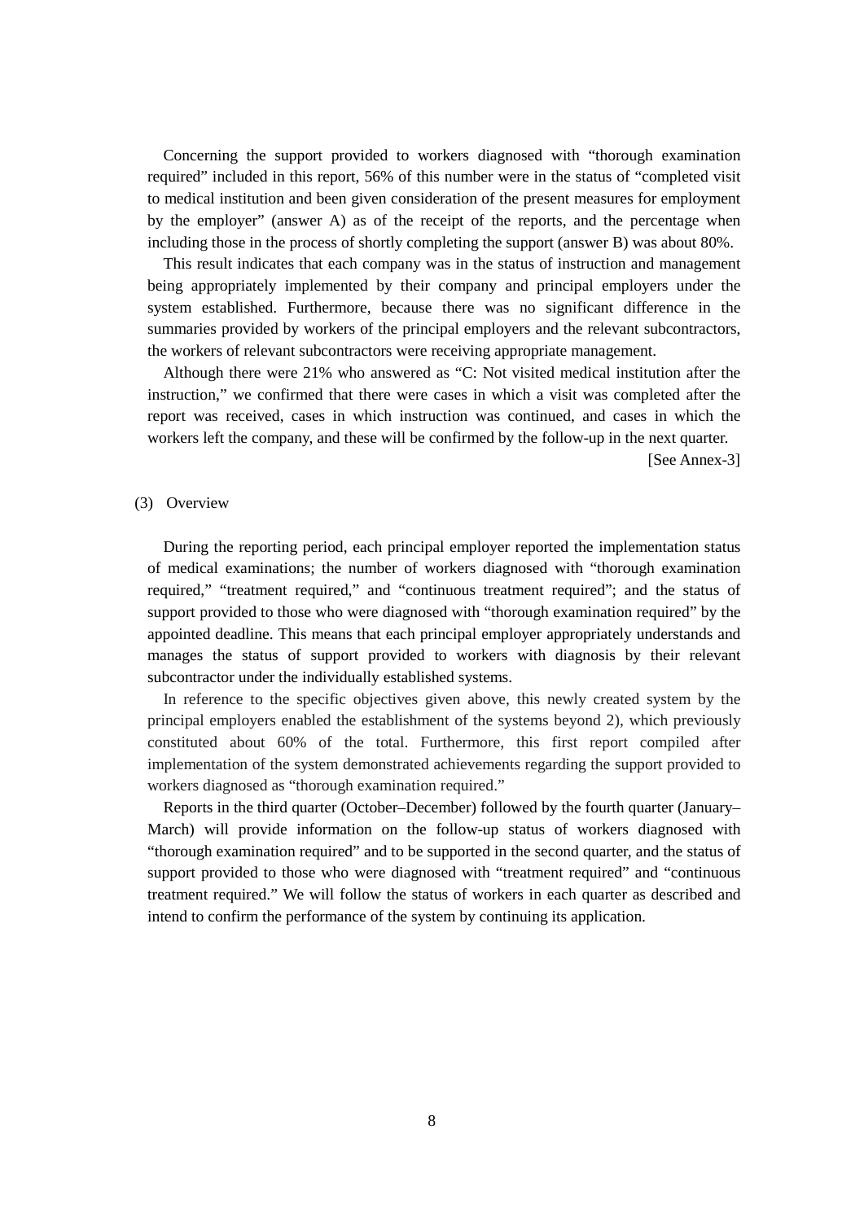Concerning the support provided to workers diagnosed with "thorough examination required" included in this report, 56% of this number were in the status of "completed visit to medical institution and been given consideration of the present measures for employment by the employer" (answer A) as of the receipt of the reports, and the percentage when including those in the process of shortly completing the support (answer B) was about 80%.

This result indicates that each company was in the status of instruction and management being appropriately implemented by their company and principal employers under the system established. Furthermore, because there was no significant difference in the summaries provided by workers of the principal employers and the relevant subcontractors, the workers of relevant subcontractors were receiving appropriate management.

Although there were 21% who answered as "C: Not visited medical institution after the instruction," we confirmed that there were cases in which a visit was completed after the report was received, cases in which instruction was continued, and cases in which the workers left the company, and these will be confirmed by the follow-up in the next quarter.

[See Annex-3]

(3) Overview

During the reporting period, each principal employer reported the implementation status of medical examinations; the number of workers diagnosed with "thorough examination required," "treatment required," and "continuous treatment required"; and the status of support provided to those who were diagnosed with "thorough examination required" by the appointed deadline. This means that each principal employer appropriately understands and manages the status of support provided to workers with diagnosis by their relevant subcontractor under the individually established systems.

In reference to the specific objectives given above, this newly created system by the principal employers enabled the establishment of the systems beyond 2), which previously constituted about 60% of the total. Furthermore, this first report compiled after implementation of the system demonstrated achievements regarding the support provided to workers diagnosed as "thorough examination required."

Reports in the third quarter (October–December) followed by the fourth quarter (January–March) will provide information on the follow-up status of workers diagnosed with "thorough examination required" and to be supported in the second quarter, and the status of support provided to those who were diagnosed with "treatment required" and "continuous treatment required." We will follow the status of workers in each quarter as described and intend to confirm the performance of the system by continuing its application.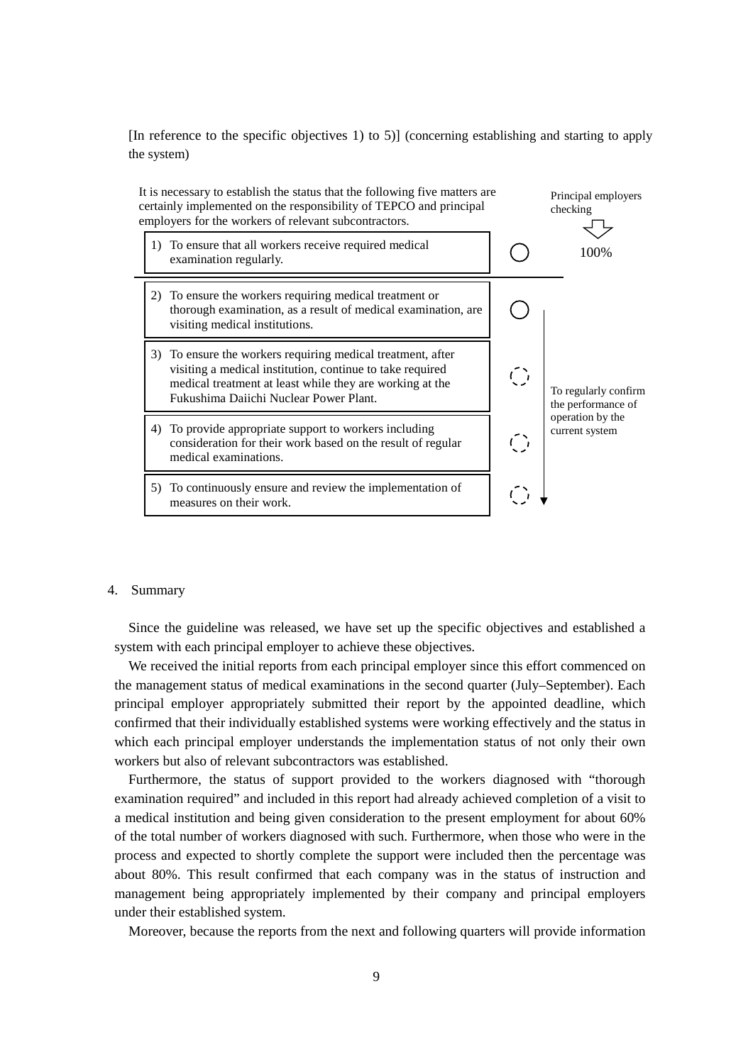[In reference to the specific objectives 1) to 5)] (concerning establishing and starting to apply the system)

It is necessary to establish the status that the following five matters are certainly implemented on the responsibility of TEPCO and principal employers for the workers of relevant subcontractors.

| Matter | Status | Principal employers checking |
|---|---|---|
| 1) To ensure that all workers receive required medical examination regularly. | ○ | 100% |
| 2) To ensure the workers requiring medical treatment or thorough examination, as a result of medical examination, are visiting medical institutions. | ○ | To regularly confirm the performance of operation by the current system |
| 3) To ensure the workers requiring medical treatment, after visiting a medical institution, continue to take required medical treatment at least while they are working at the Fukushima Daiichi Nuclear Power Plant. | ◌ | |
| 4) To provide appropriate support to workers including consideration for their work based on the result of regular medical examinations. | ◌ | |
| 5) To continuously ensure and review the implementation of measures on their work. | ◌ | |

## 4. Summary

Since the guideline was released, we have set up the specific objectives and established a system with each principal employer to achieve these objectives.

We received the initial reports from each principal employer since this effort commenced on the management status of medical examinations in the second quarter (July–September). Each principal employer appropriately submitted their report by the appointed deadline, which confirmed that their individually established systems were working effectively and the status in which each principal employer understands the implementation status of not only their own workers but also of relevant subcontractors was established.

Furthermore, the status of support provided to the workers diagnosed with "thorough examination required" and included in this report had already achieved completion of a visit to a medical institution and being given consideration to the present employment for about 60% of the total number of workers diagnosed with such. Furthermore, when those who were in the process and expected to shortly complete the support were included then the percentage was about 80%. This result confirmed that each company was in the status of instruction and management being appropriately implemented by their company and principal employers under their established system.

Moreover, because the reports from the next and following quarters will provide information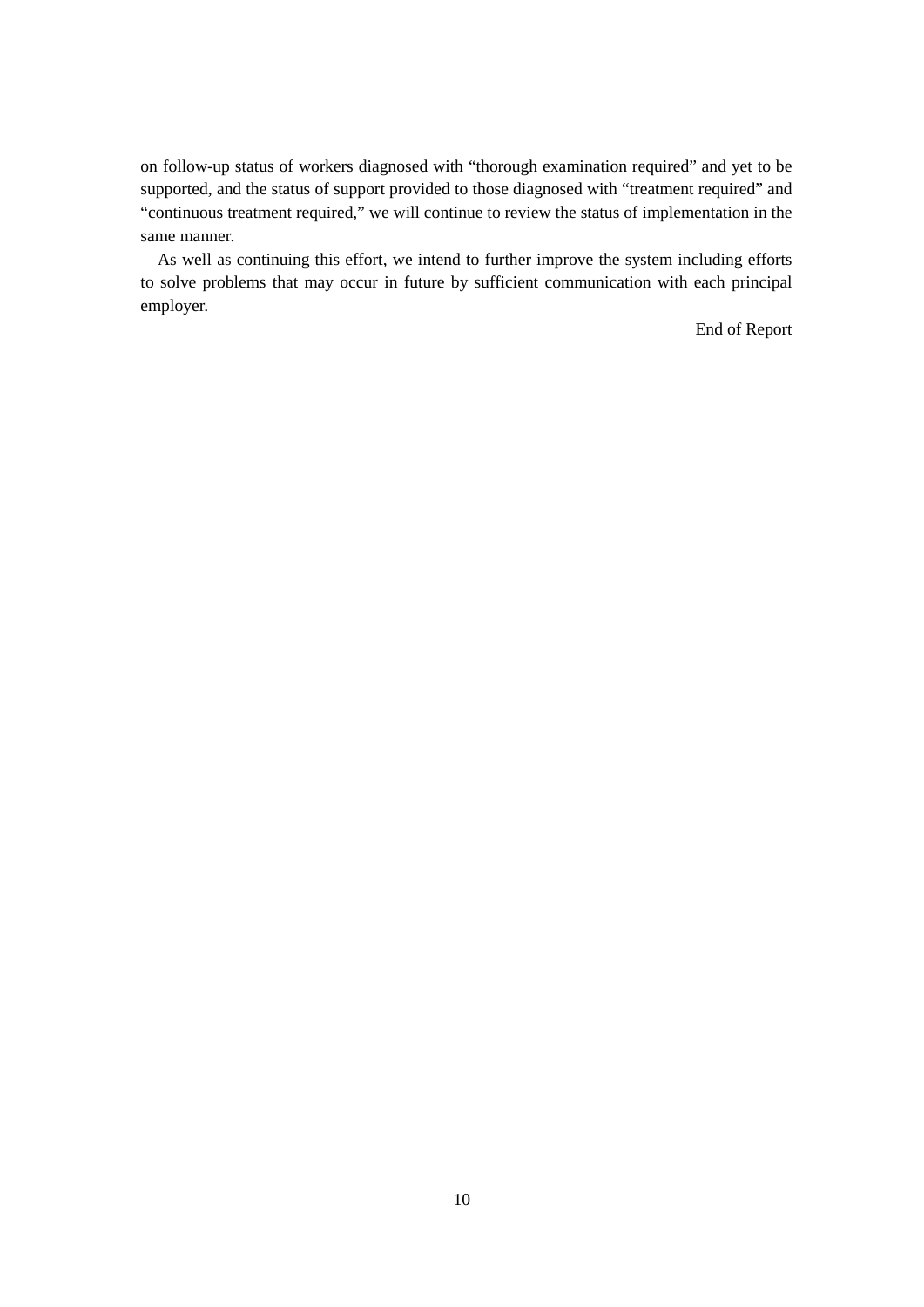on follow-up status of workers diagnosed with “thorough examination required” and yet to be supported, and the status of support provided to those diagnosed with “treatment required” and “continuous treatment required,” we will continue to review the status of implementation in the same manner.

As well as continuing this effort, we intend to further improve the system including efforts to solve problems that may occur in future by sufficient communication with each principal employer.

End of Report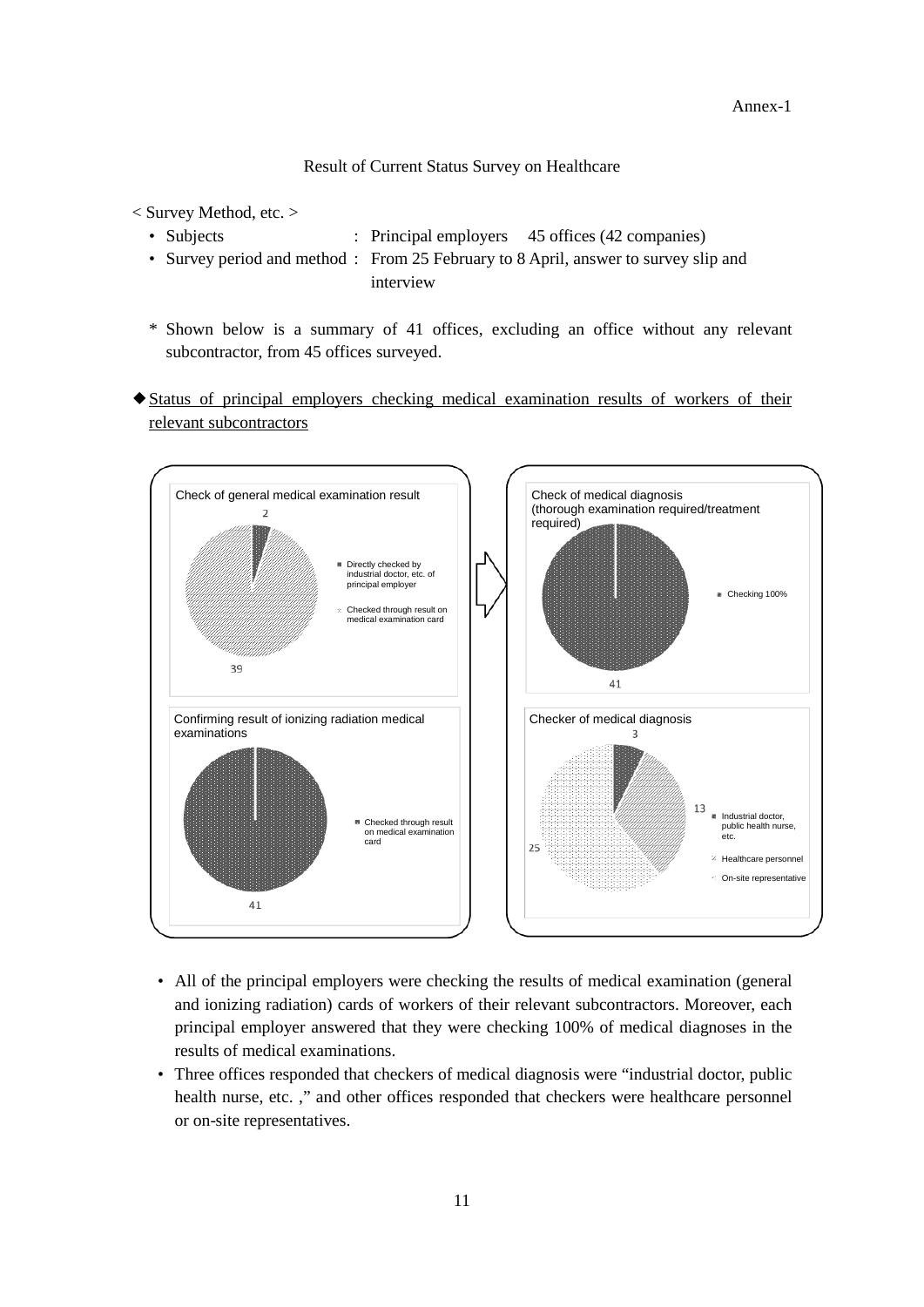Annex-1

# Result of Current Status Survey on Healthcare

< Survey Method, etc. >

- Subjects : Principal employers 45 offices (42 companies)
- Survey period and method : From 25 February to 8 April, answer to survey slip and interview

\* Shown below is a summary of 41 offices, excluding an office without any relevant subcontractor, from 45 offices surveyed.

◆ Status of principal employers checking medical examination results of workers of their relevant subcontractors

**Check of general medical examination result**

- Directly checked by industrial doctor, etc. of principal employer: 2
- Checked through result on medical examination card: 39

**Check of medical diagnosis (thorough examination required/treatment required)**

- Checking 100%: 41

**Confirming result of ionizing radiation medical examinations**

- Checked through result on medical examination card: 41

**Checker of medical diagnosis**

- Industrial doctor, public health nurse, etc.: 3
- Healthcare personnel: 13
- On-site representative: 25

- All of the principal employers were checking the results of medical examination (general and ionizing radiation) cards of workers of their relevant subcontractors. Moreover, each principal employer answered that they were checking 100% of medical diagnoses in the results of medical examinations.
- Three offices responded that checkers of medical diagnosis were "industrial doctor, public health nurse, etc. ," and other offices responded that checkers were healthcare personnel or on-site representatives.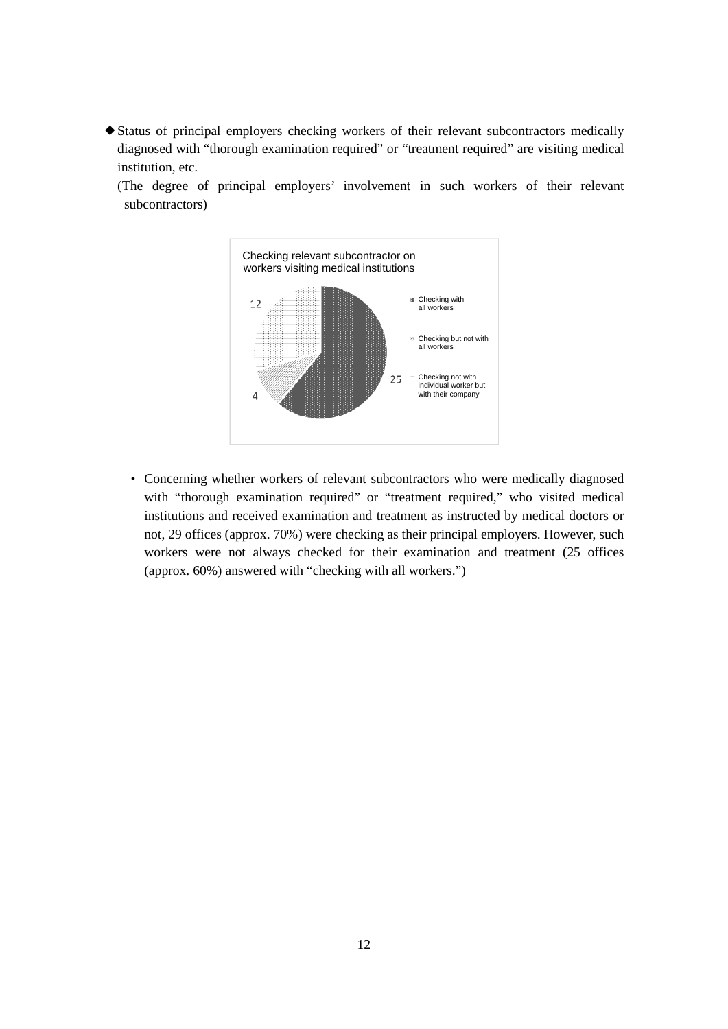◆Status of principal employers checking workers of their relevant subcontractors medically diagnosed with "thorough examination required" or "treatment required" are visiting medical institution, etc.

(The degree of principal employers' involvement in such workers of their relevant subcontractors)

Checking relevant subcontractor on workers visiting medical institutions

| Category | Number |
| --- | --- |
| Checking with all workers | 25 |
| Checking but not with all workers | 4 |
| Checking not with individual worker but with their company | 12 |

- Concerning whether workers of relevant subcontractors who were medically diagnosed with "thorough examination required" or "treatment required," who visited medical institutions and received examination and treatment as instructed by medical doctors or not, 29 offices (approx. 70%) were checking as their principal employers. However, such workers were not always checked for their examination and treatment (25 offices (approx. 60%) answered with "checking with all workers.")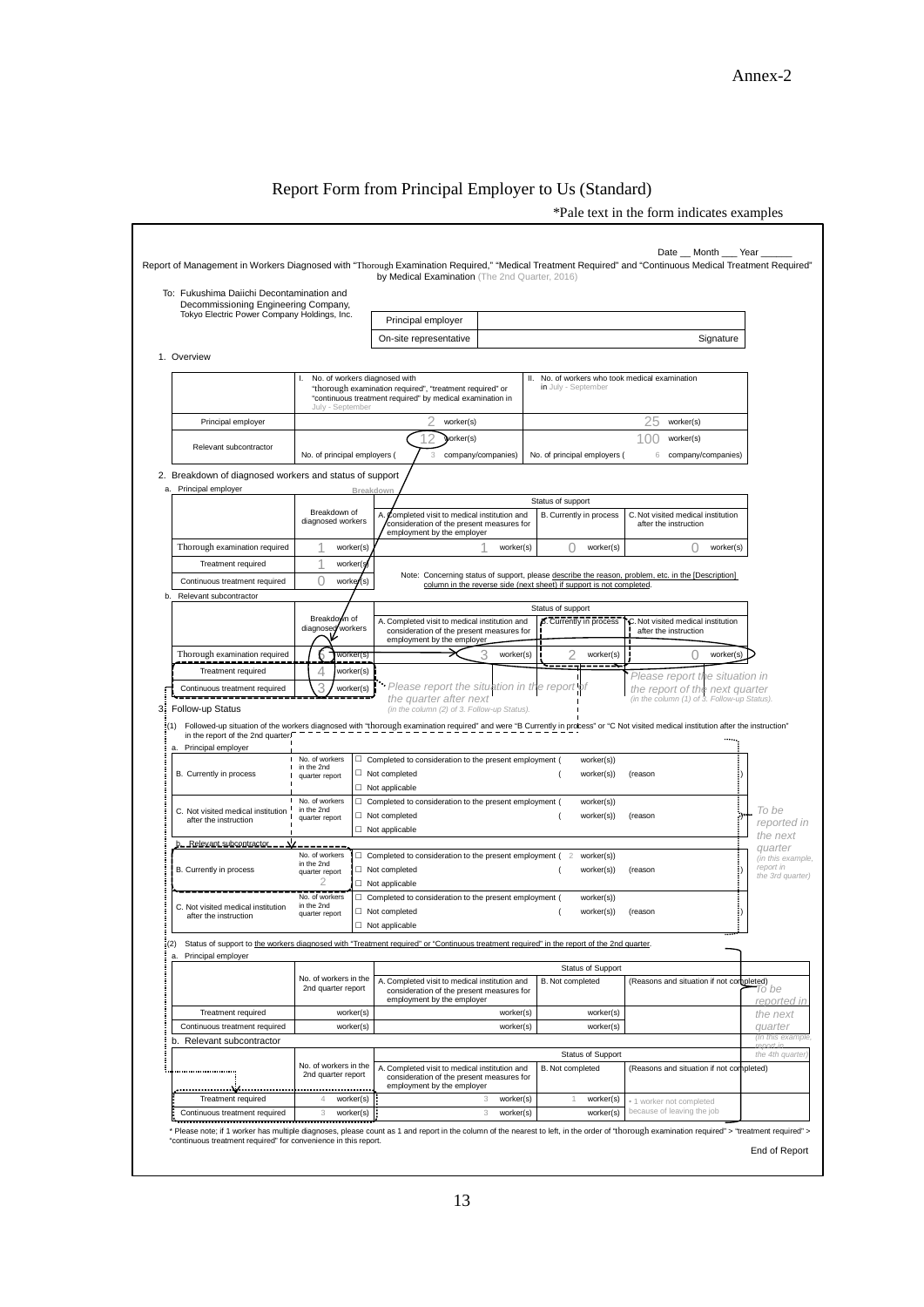Annex-2

# Report Form from Principal Employer to Us (Standard)

*Pale text in the form indicates examples

Date __ Month ___ Year ______

Report of Management in Workers Diagnosed with "Thorough Examination Required," "Medical Treatment Required" and "Continuous Medical Treatment Required" by Medical Examination (The 2nd Quarter, 2016)

To: Fukushima Daiichi Decontamination and Decommissioning Engineering Company, Tokyo Electric Power Company Holdings, Inc.

| Principal employer | |
|---|---|
| On-site representative | Signature |

1. Overview

| | I. No. of workers diagnosed with "thorough examination required", "treatment required" or "continuous treatment required" by medical examination in July - September | II. No. of workers who took medical examination in July - September |
|---|---|---|
| Principal employer | 2 worker(s) | 25 worker(s) |
| Relevant subcontractor | 12 worker(s) | 100 worker(s) |
| | No. of principal employers ( 3 company/companies) | No. of principal employers ( 6 company/companies) |

2. Breakdown of diagnosed workers and status of support

a. Principal employer

| | Breakdown of diagnosed workers | Status of support: A. Completed visit to medical institution and consideration of the present measures for employment by the employer | B. Currently in process | C. Not visited medical institution after the instruction |
|---|---|---|---|---|
| Thorough examination required | 1 worker(s) | 1 worker(s) | 0 worker(s) | 0 worker(s) |
| Treatment required | 1 worker(s) | | | |
| Continuous treatment required | 0 worker(s) | | | |

Note: Concerning status of support, please describe the reason, problem, etc. in the [Description] column in the reverse side (next sheet) if support is not completed.

b. Relevant subcontractor

| | Breakdown of diagnosed workers | Status of support: A. Completed visit to medical institution and consideration of the present measures for employment by the employer | B. Currently in process | C. Not visited medical institution after the instruction |
|---|---|---|---|---|
| Thorough examination required | 5 worker(s) | 3 worker(s) | 2 worker(s) | 0 worker(s) |
| Treatment required | 4 worker(s) | | | |
| Continuous treatment required | 3 worker(s) | | | |

*Please report the situation in the report of the quarter after next (in the column (2) of 3. Follow-up Status).*

*Please report the situation in the report of the next quarter (in the column (1) of 3. Follow-up Status).*

3. Follow-up Status

(1) Followed-up situation of the workers diagnosed with "thorough examination required" and were "B Currently in process" or "C Not visited medical institution after the instruction" in the report of the 2nd quarter.

a. Principal employer

| | No. of workers in the 2nd quarter report | |
|---|---|---|
| B. Currently in process | | ☐ Completed to consideration to the present employment ( worker(s)) |
| | | ☐ Not completed ( worker(s)) (reason ) |
| | | ☐ Not applicable |
| C. Not visited medical institution after the instruction | | ☐ Completed to consideration to the present employment ( worker(s)) |
| | | ☐ Not completed ( worker(s)) (reason ) |
| | | ☐ Not applicable |

b. Relevant subcontractor

| | No. of workers in the 2nd quarter report | |
|---|---|---|
| B. Currently in process | 2 | ☐ Completed to consideration to the present employment ( 2 worker(s)) |
| | | ☐ Not completed ( worker(s)) (reason ) |
| | | ☐ Not applicable |
| C. Not visited medical institution after the instruction | | ☐ Completed to consideration to the present employment ( worker(s)) |
| | | ☐ Not completed ( worker(s)) (reason ) |
| | | ☐ Not applicable |

*To be reported in the next quarter (in this example, report in the 3rd quarter)*

(2) Status of support to the workers diagnosed with "Treatment required" or "Continuous treatment required" in the report of the 2nd quarter.

a. Principal employer

| | No. of workers in the 2nd quarter report | Status of Support: A. Completed visit to medical institution and consideration of the present measures for employment by the employer | B. Not completed | (Reasons and situation if not completed) |
|---|---|---|---|---|
| Treatment required | worker(s) | worker(s) | worker(s) | |
| Continuous treatment required | worker(s) | worker(s) | worker(s) | |

b. Relevant subcontractor

| | No. of workers in the 2nd quarter report | Status of Support: A. Completed visit to medical institution and consideration of the present measures for employment by the employer | B. Not completed | (Reasons and situation if not completed) |
|---|---|---|---|---|
| Treatment required | 4 worker(s) | 3 worker(s) | 1 worker(s) | • 1 worker not completed because of leaving the job |
| Continuous treatment required | 3 worker(s) | 3 worker(s) | worker(s) | |

*To be reported in the next quarter (In this example, report in the 4th quarter)*

* Please note; if 1 worker has multiple diagnoses, please count as 1 and report in the column of the nearest to left, in the order of "thorough examination required" > "treatment required" > "continuous treatment required" for convenience in this report.

End of Report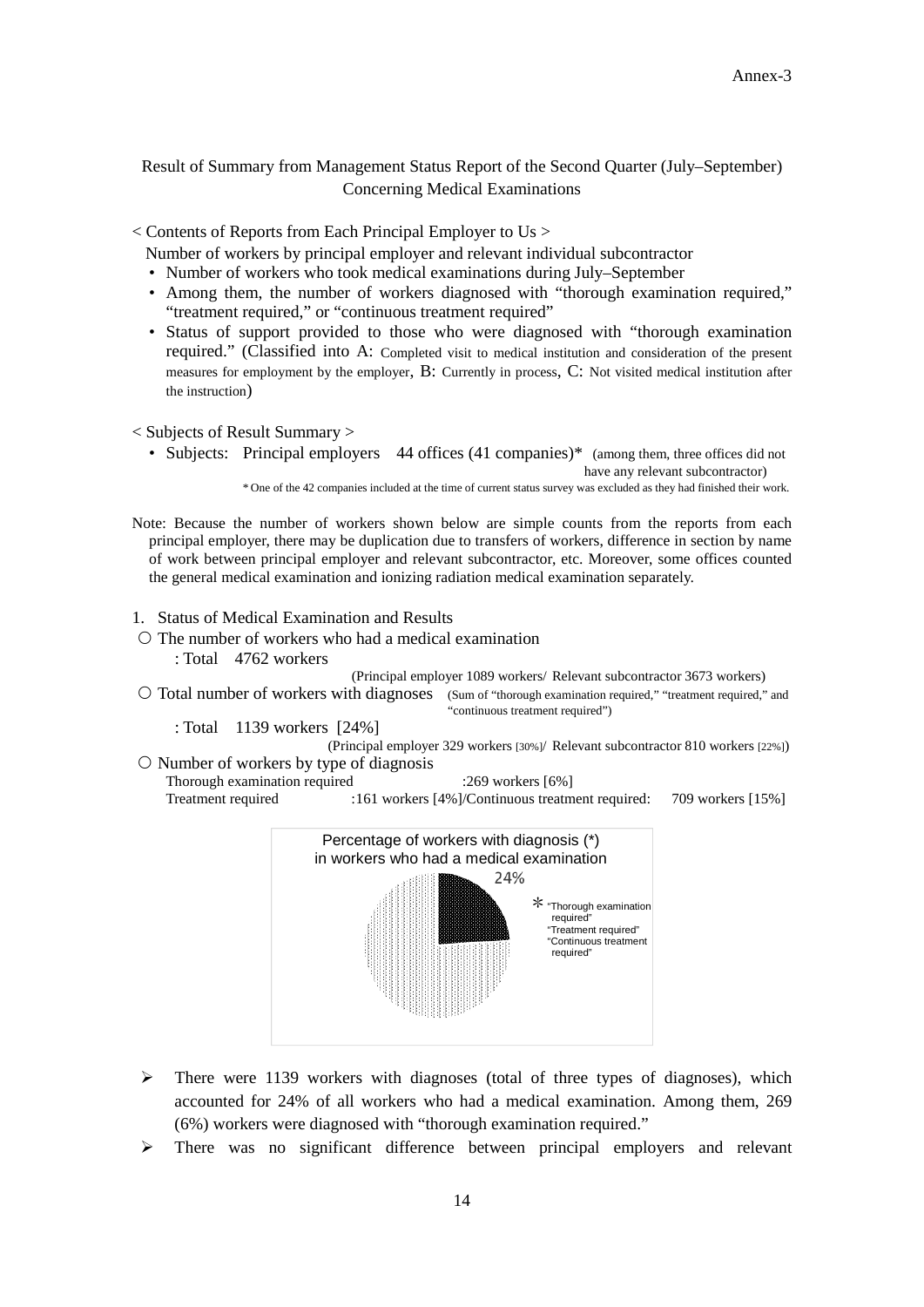Annex-3

## Result of Summary from Management Status Report of the Second Quarter (July–September) Concerning Medical Examinations

< Contents of Reports from Each Principal Employer to Us >

Number of workers by principal employer and relevant individual subcontractor

- Number of workers who took medical examinations during July–September
- Among them, the number of workers diagnosed with "thorough examination required," "treatment required," or "continuous treatment required"
- Status of support provided to those who were diagnosed with "thorough examination required." (Classified into A: Completed visit to medical institution and consideration of the present measures for employment by the employer, B: Currently in process, C: Not visited medical institution after the instruction)

< Subjects of Result Summary >

- Subjects: Principal employers 44 offices (41 companies)* (among them, three offices did not have any relevant subcontractor)

\* One of the 42 companies included at the time of current status survey was excluded as they had finished their work.

Note: Because the number of workers shown below are simple counts from the reports from each principal employer, there may be duplication due to transfers of workers, difference in section by name of work between principal employer and relevant subcontractor, etc. Moreover, some offices counted the general medical examination and ionizing radiation medical examination separately.

1. Status of Medical Examination and Results

○ The number of workers who had a medical examination

: Total 4762 workers

(Principal employer 1089 workers/ Relevant subcontractor 3673 workers)

○ Total number of workers with diagnoses (Sum of "thorough examination required," "treatment required," and "continuous treatment required")

: Total 1139 workers [24%]

(Principal employer 329 workers [30%]/ Relevant subcontractor 810 workers [22%])

○ Number of workers by type of diagnosis

Thorough examination required :269 workers [6%]

Treatment required :161 workers [4%]/Continuous treatment required: 709 workers [15%]

Percentage of workers with diagnosis (*) in workers who had a medical examination

24%

\* "Thorough examination required"
"Treatment required"
"Continuous treatment required"

- There were 1139 workers with diagnoses (total of three types of diagnoses), which accounted for 24% of all workers who had a medical examination. Among them, 269 (6%) workers were diagnosed with "thorough examination required."
- There was no significant difference between principal employers and relevant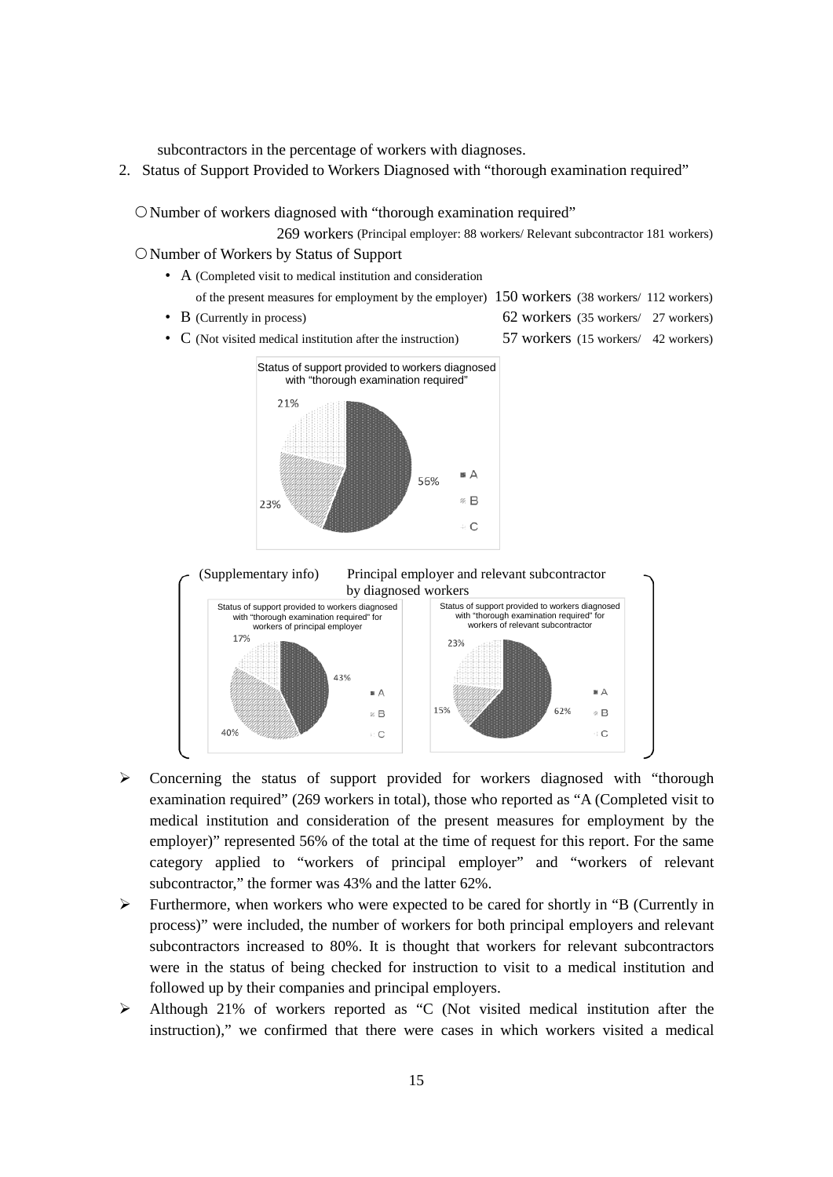subcontractors in the percentage of workers with diagnoses.

2. Status of Support Provided to Workers Diagnosed with "thorough examination required"

○Number of workers diagnosed with "thorough examination required"

269 workers (Principal employer: 88 workers/ Relevant subcontractor 181 workers)

○Number of Workers by Status of Support

- A (Completed visit to medical institution and consideration of the present measures for employment by the employer) 150 workers (38 workers/ 112 workers)
- B (Currently in process) 62 workers (35 workers/ 27 workers)
- C (Not visited medical institution after the instruction) 57 workers (15 workers/ 42 workers)

Status of support provided to workers diagnosed with "thorough examination required"

A: 56%, B: 23%, C: 21%

(Supplementary info) Principal employer and relevant subcontractor by diagnosed workers

Status of support provided to workers diagnosed with "thorough examination required" for workers of principal employer

A: 43%, B: 40%, C: 17%

Status of support provided to workers diagnosed with "thorough examination required" for workers of relevant subcontractor

A: 62%, B: 15%, C: 23%

- Concerning the status of support provided for workers diagnosed with "thorough examination required" (269 workers in total), those who reported as "A (Completed visit to medical institution and consideration of the present measures for employment by the employer)" represented 56% of the total at the time of request for this report. For the same category applied to "workers of principal employer" and "workers of relevant subcontractor," the former was 43% and the latter 62%.
- Furthermore, when workers who were expected to be cared for shortly in "B (Currently in process)" were included, the number of workers for both principal employers and relevant subcontractors increased to 80%. It is thought that workers for relevant subcontractors were in the status of being checked for instruction to visit to a medical institution and followed up by their companies and principal employers.
- Although 21% of workers reported as "C (Not visited medical institution after the instruction)," we confirmed that there were cases in which workers visited a medical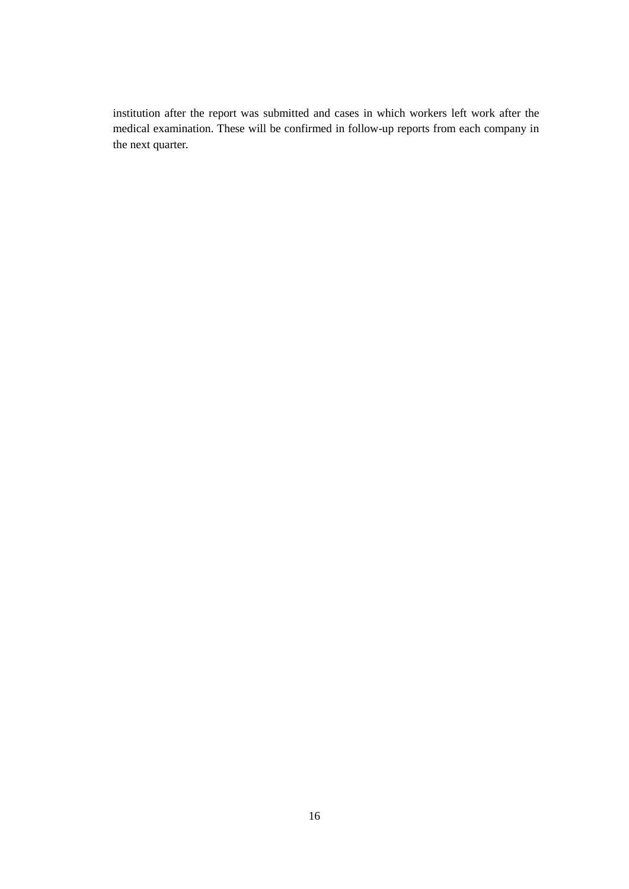institution after the report was submitted and cases in which workers left work after the medical examination. These will be confirmed in follow-up reports from each company in the next quarter.